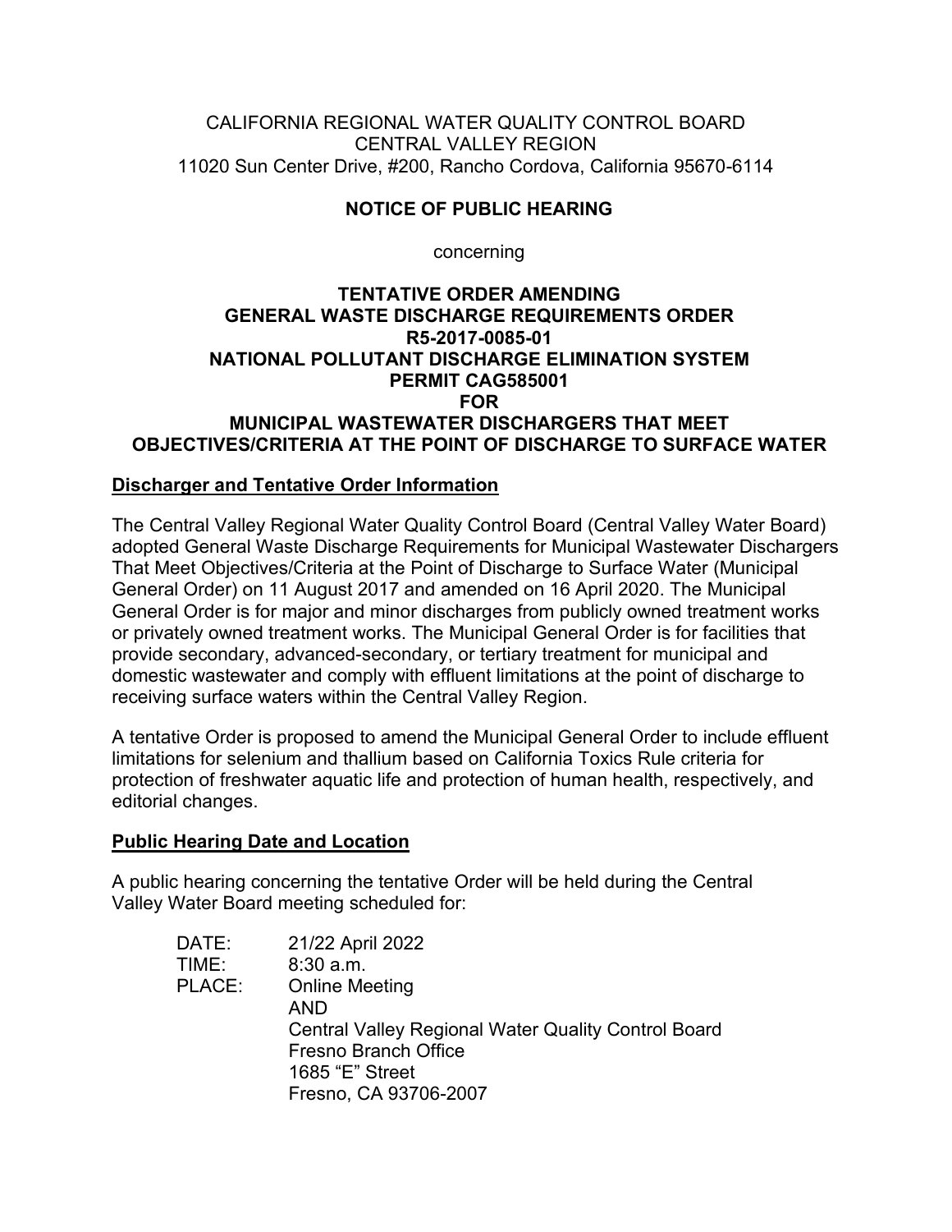CALIFORNIA REGIONAL WATER QUALITY CONTROL BOARD
CENTRAL VALLEY REGION
11020 Sun Center Drive, #200, Rancho Cordova, California 95670-6114

# NOTICE OF PUBLIC HEARING

concerning

## TENTATIVE ORDER AMENDING GENERAL WASTE DISCHARGE REQUIREMENTS ORDER R5-2017-0085-01 NATIONAL POLLUTANT DISCHARGE ELIMINATION SYSTEM PERMIT CAG585001 FOR MUNICIPAL WASTEWATER DISCHARGERS THAT MEET OBJECTIVES/CRITERIA AT THE POINT OF DISCHARGE TO SURFACE WATER

### Discharger and Tentative Order Information

The Central Valley Regional Water Quality Control Board (Central Valley Water Board) adopted General Waste Discharge Requirements for Municipal Wastewater Dischargers That Meet Objectives/Criteria at the Point of Discharge to Surface Water (Municipal General Order) on 11 August 2017 and amended on 16 April 2020. The Municipal General Order is for major and minor discharges from publicly owned treatment works or privately owned treatment works. The Municipal General Order is for facilities that provide secondary, advanced-secondary, or tertiary treatment for municipal and domestic wastewater and comply with effluent limitations at the point of discharge to receiving surface waters within the Central Valley Region.

A tentative Order is proposed to amend the Municipal General Order to include effluent limitations for selenium and thallium based on California Toxics Rule criteria for protection of freshwater aquatic life and protection of human health, respectively, and editorial changes.

### Public Hearing Date and Location

A public hearing concerning the tentative Order will be held during the Central Valley Water Board meeting scheduled for:

DATE: 21/22 April 2022
TIME: 8:30 a.m.
PLACE: Online Meeting
AND
Central Valley Regional Water Quality Control Board
Fresno Branch Office
1685 "E" Street
Fresno, CA 93706-2007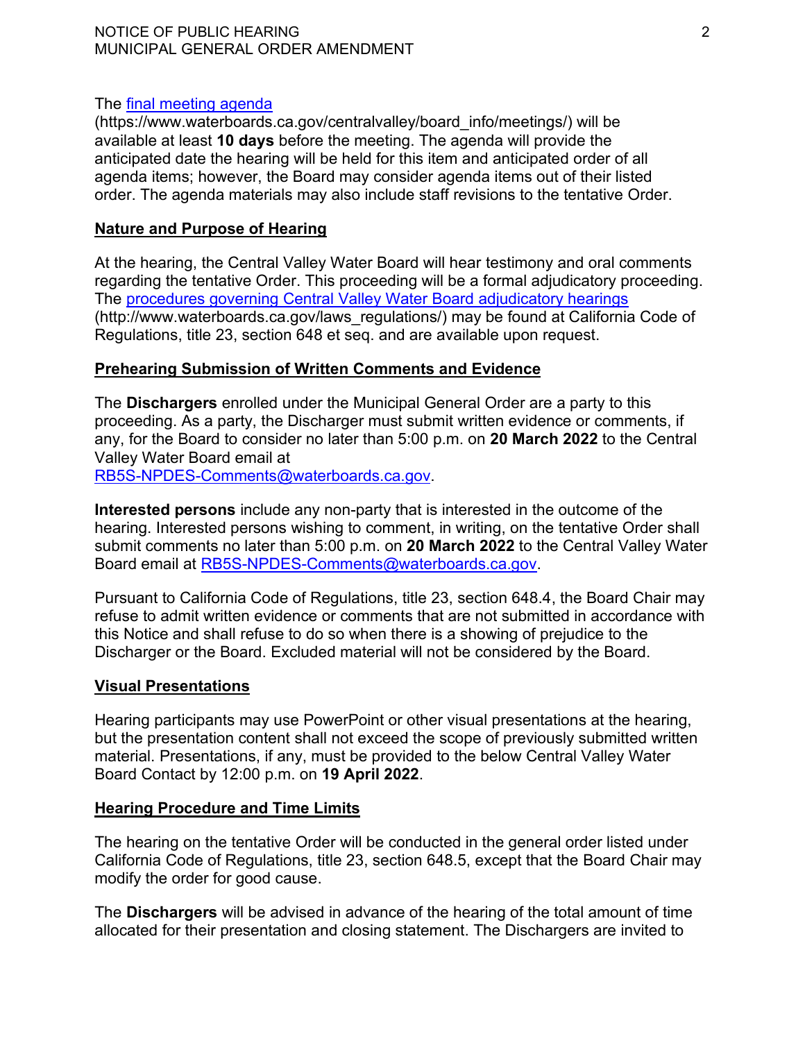The [final meeting agenda](https://www.waterboards.ca.gov/centralvalley/board_info/meetings/) (https://www.waterboards.ca.gov/centralvalley/board_info/meetings/) will be available at least **10 days** before the meeting. The agenda will provide the anticipated date the hearing will be held for this item and anticipated order of all agenda items; however, the Board may consider agenda items out of their listed order. The agenda materials may also include staff revisions to the tentative Order.

## Nature and Purpose of Hearing

At the hearing, the Central Valley Water Board will hear testimony and oral comments regarding the tentative Order. This proceeding will be a formal adjudicatory proceeding. The [procedures governing Central Valley Water Board adjudicatory hearings](http://www.waterboards.ca.gov/laws_regulations/) (http://www.waterboards.ca.gov/laws_regulations/) may be found at California Code of Regulations, title 23, section 648 et seq. and are available upon request.

## Prehearing Submission of Written Comments and Evidence

The **Dischargers** enrolled under the Municipal General Order are a party to this proceeding. As a party, the Discharger must submit written evidence or comments, if any, for the Board to consider no later than 5:00 p.m. on **20 March 2022** to the Central Valley Water Board email at RB5S-NPDES-Comments@waterboards.ca.gov.

**Interested persons** include any non-party that is interested in the outcome of the hearing. Interested persons wishing to comment, in writing, on the tentative Order shall submit comments no later than 5:00 p.m. on **20 March 2022** to the Central Valley Water Board email at RB5S-NPDES-Comments@waterboards.ca.gov.

Pursuant to California Code of Regulations, title 23, section 648.4, the Board Chair may refuse to admit written evidence or comments that are not submitted in accordance with this Notice and shall refuse to do so when there is a showing of prejudice to the Discharger or the Board. Excluded material will not be considered by the Board.

## Visual Presentations

Hearing participants may use PowerPoint or other visual presentations at the hearing, but the presentation content shall not exceed the scope of previously submitted written material. Presentations, if any, must be provided to the below Central Valley Water Board Contact by 12:00 p.m. on **19 April 2022**.

## Hearing Procedure and Time Limits

The hearing on the tentative Order will be conducted in the general order listed under California Code of Regulations, title 23, section 648.5, except that the Board Chair may modify the order for good cause.

The **Dischargers** will be advised in advance of the hearing of the total amount of time allocated for their presentation and closing statement. The Dischargers are invited to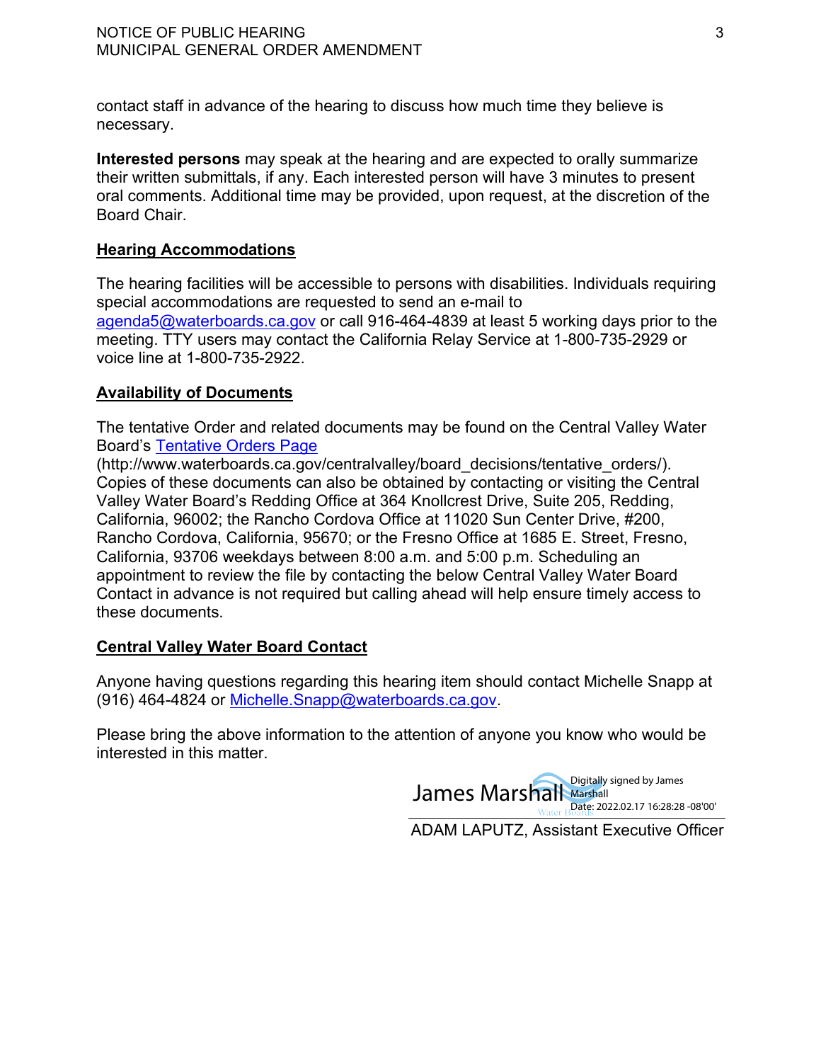contact staff in advance of the hearing to discuss how much time they believe is necessary.

**Interested persons** may speak at the hearing and are expected to orally summarize their written submittals, if any. Each interested person will have 3 minutes to present oral comments. Additional time may be provided, upon request, at the discretion of the Board Chair.

## Hearing Accommodations

The hearing facilities will be accessible to persons with disabilities. Individuals requiring special accommodations are requested to send an e-mail to agenda5@waterboards.ca.gov or call 916-464-4839 at least 5 working days prior to the meeting. TTY users may contact the California Relay Service at 1-800-735-2929 or voice line at 1-800-735-2922.

## Availability of Documents

The tentative Order and related documents may be found on the Central Valley Water Board's Tentative Orders Page (http://www.waterboards.ca.gov/centralvalley/board_decisions/tentative_orders/). Copies of these documents can also be obtained by contacting or visiting the Central Valley Water Board's Redding Office at 364 Knollcrest Drive, Suite 205, Redding, California, 96002; the Rancho Cordova Office at 11020 Sun Center Drive, #200, Rancho Cordova, California, 95670; or the Fresno Office at 1685 E. Street, Fresno, California, 93706 weekdays between 8:00 a.m. and 5:00 p.m. Scheduling an appointment to review the file by contacting the below Central Valley Water Board Contact in advance is not required but calling ahead will help ensure timely access to these documents.

## Central Valley Water Board Contact

Anyone having questions regarding this hearing item should contact Michelle Snapp at (916) 464-4824 or Michelle.Snapp@waterboards.ca.gov.

Please bring the above information to the attention of anyone you know who would be interested in this matter.

James Marshall
Digitally signed by James Marshall
Date: 2022.02.17 16:28:28 -08'00'

ADAM LAPUTZ, Assistant Executive Officer